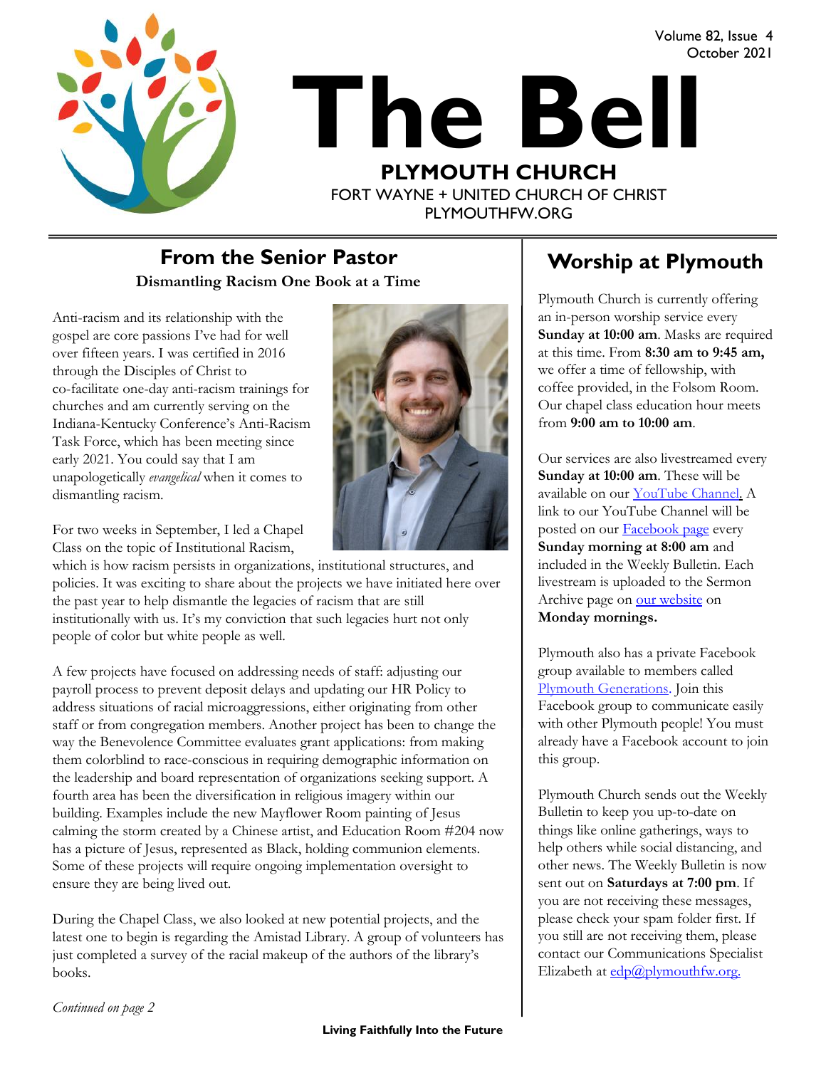Volume 82, Issue 4
October 2021

# The Bell

**PLYMOUTH CHURCH**

FORT WAYNE + UNITED CHURCH OF CHRIST

PLYMOUTHFW.ORG

## From the Senior Pastor

### Dismantling Racism One Book at a Time

Anti-racism and its relationship with the gospel are core passions I've had for well over fifteen years. I was certified in 2016 through the Disciples of Christ to co-facilitate one-day anti-racism trainings for churches and am currently serving on the Indiana-Kentucky Conference's Anti-Racism Task Force, which has been meeting since early 2021. You could say that I am unapologetically *evangelical* when it comes to dismantling racism.

For two weeks in September, I led a Chapel Class on the topic of Institutional Racism, which is how racism persists in organizations, institutional structures, and policies. It was exciting to share about the projects we have initiated here over the past year to help dismantle the legacies of racism that are still institutionally with us. It's my conviction that such legacies hurt not only people of color but white people as well.

A few projects have focused on addressing needs of staff: adjusting our payroll process to prevent deposit delays and updating our HR Policy to address situations of racial microaggressions, either originating from other staff or from congregation members. Another project has been to change the way the Benevolence Committee evaluates grant applications: from making them colorblind to race-conscious in requiring demographic information on the leadership and board representation of organizations seeking support. A fourth area has been the diversification in religious imagery within our building. Examples include the new Mayflower Room painting of Jesus calming the storm created by a Chinese artist, and Education Room #204 now has a picture of Jesus, represented as Black, holding communion elements. Some of these projects will require ongoing implementation oversight to ensure they are being lived out.

During the Chapel Class, we also looked at new potential projects, and the latest one to begin is regarding the Amistad Library. A group of volunteers has just completed a survey of the racial makeup of the authors of the library's books.

*Continued on page 2*

## Worship at Plymouth

Plymouth Church is currently offering an in-person worship service every **Sunday at 10:00 am**. Masks are required at this time. From **8:30 am to 9:45 am,** we offer a time of fellowship, with coffee provided, in the Folsom Room. Our chapel class education hour meets from **9:00 am to 10:00 am**.

Our services are also livestreamed every **Sunday at 10:00 am**. These will be available on our YouTube Channel. A link to our YouTube Channel will be posted on our Facebook page every **Sunday morning at 8:00 am** and included in the Weekly Bulletin. Each livestream is uploaded to the Sermon Archive page on our website on **Monday mornings.**

Plymouth also has a private Facebook group available to members called Plymouth Generations. Join this Facebook group to communicate easily with other Plymouth people! You must already have a Facebook account to join this group.

Plymouth Church sends out the Weekly Bulletin to keep you up-to-date on things like online gatherings, ways to help others while social distancing, and other news. The Weekly Bulletin is now sent out on **Saturdays at 7:00 pm**. If you are not receiving these messages, please check your spam folder first. If you still are not receiving them, please contact our Communications Specialist Elizabeth at edp@plymouthfw.org.

Living Faithfully Into the Future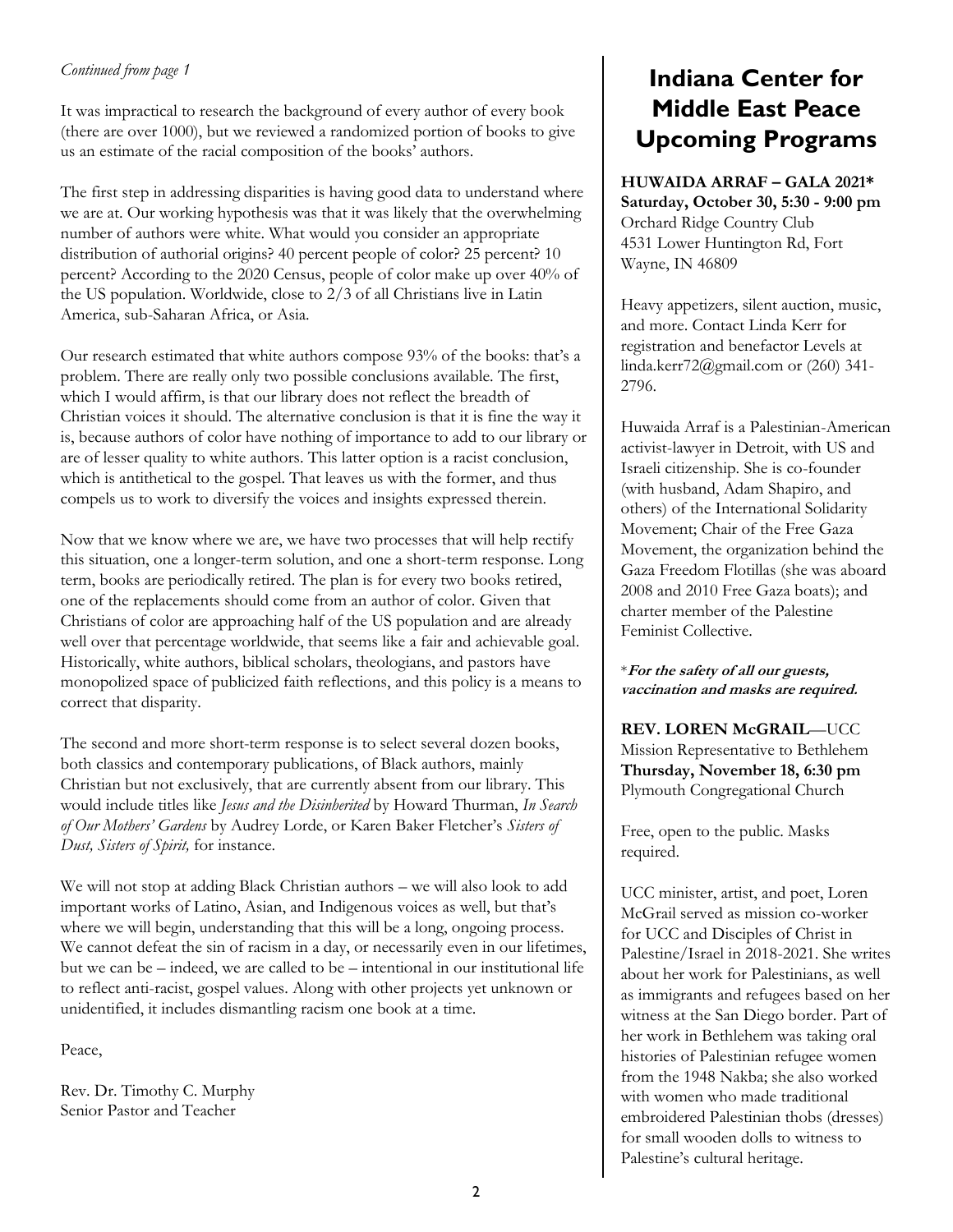*Continued from page 1*

It was impractical to research the background of every author of every book (there are over 1000), but we reviewed a randomized portion of books to give us an estimate of the racial composition of the books' authors.

The first step in addressing disparities is having good data to understand where we are at. Our working hypothesis was that it was likely that the overwhelming number of authors were white. What would you consider an appropriate distribution of authorial origins? 40 percent people of color? 25 percent? 10 percent? According to the 2020 Census, people of color make up over 40% of the US population. Worldwide, close to 2/3 of all Christians live in Latin America, sub-Saharan Africa, or Asia.

Our research estimated that white authors compose 93% of the books: that's a problem. There are really only two possible conclusions available. The first, which I would affirm, is that our library does not reflect the breadth of Christian voices it should. The alternative conclusion is that it is fine the way it is, because authors of color have nothing of importance to add to our library or are of lesser quality to white authors. This latter option is a racist conclusion, which is antithetical to the gospel. That leaves us with the former, and thus compels us to work to diversify the voices and insights expressed therein.

Now that we know where we are, we have two processes that will help rectify this situation, one a longer-term solution, and one a short-term response. Long term, books are periodically retired. The plan is for every two books retired, one of the replacements should come from an author of color. Given that Christians of color are approaching half of the US population and are already well over that percentage worldwide, that seems like a fair and achievable goal. Historically, white authors, biblical scholars, theologians, and pastors have monopolized space of publicized faith reflections, and this policy is a means to correct that disparity.

The second and more short-term response is to select several dozen books, both classics and contemporary publications, of Black authors, mainly Christian but not exclusively, that are currently absent from our library. This would include titles like *Jesus and the Disinherited* by Howard Thurman, *In Search of Our Mothers' Gardens* by Audrey Lorde, or Karen Baker Fletcher's *Sisters of Dust, Sisters of Spirit,* for instance.

We will not stop at adding Black Christian authors – we will also look to add important works of Latino, Asian, and Indigenous voices as well, but that's where we will begin, understanding that this will be a long, ongoing process. We cannot defeat the sin of racism in a day, or necessarily even in our lifetimes, but we can be – indeed, we are called to be – intentional in our institutional life to reflect anti-racist, gospel values. Along with other projects yet unknown or unidentified, it includes dismantling racism one book at a time.

Peace,

Rev. Dr. Timothy C. Murphy
Senior Pastor and Teacher

# Indiana Center for Middle East Peace Upcoming Programs

**HUWAIDA ARRAF – GALA 2021\***
**Saturday, October 30, 5:30 - 9:00 pm**
Orchard Ridge Country Club
4531 Lower Huntington Rd, Fort Wayne, IN 46809

Heavy appetizers, silent auction, music, and more. Contact Linda Kerr for registration and benefactor Levels at linda.kerr72@gmail.com or (260) 341-2796.

Huwaida Arraf is a Palestinian-American activist-lawyer in Detroit, with US and Israeli citizenship. She is co-founder (with husband, Adam Shapiro, and others) of the International Solidarity Movement; Chair of the Free Gaza Movement, the organization behind the Gaza Freedom Flotillas (she was aboard 2008 and 2010 Free Gaza boats); and charter member of the Palestine Feminist Collective.

\****For the safety of all our guests, vaccination and masks are required.***

**REV. LOREN McGRAIL**—UCC Mission Representative to Bethlehem
**Thursday, November 18, 6:30 pm**
Plymouth Congregational Church

Free, open to the public. Masks required.

UCC minister, artist, and poet, Loren McGrail served as mission co-worker for UCC and Disciples of Christ in Palestine/Israel in 2018-2021. She writes about her work for Palestinians, as well as immigrants and refugees based on her witness at the San Diego border. Part of her work in Bethlehem was taking oral histories of Palestinian refugee women from the 1948 Nakba; she also worked with women who made traditional embroidered Palestinian thobs (dresses) for small wooden dolls to witness to Palestine's cultural heritage.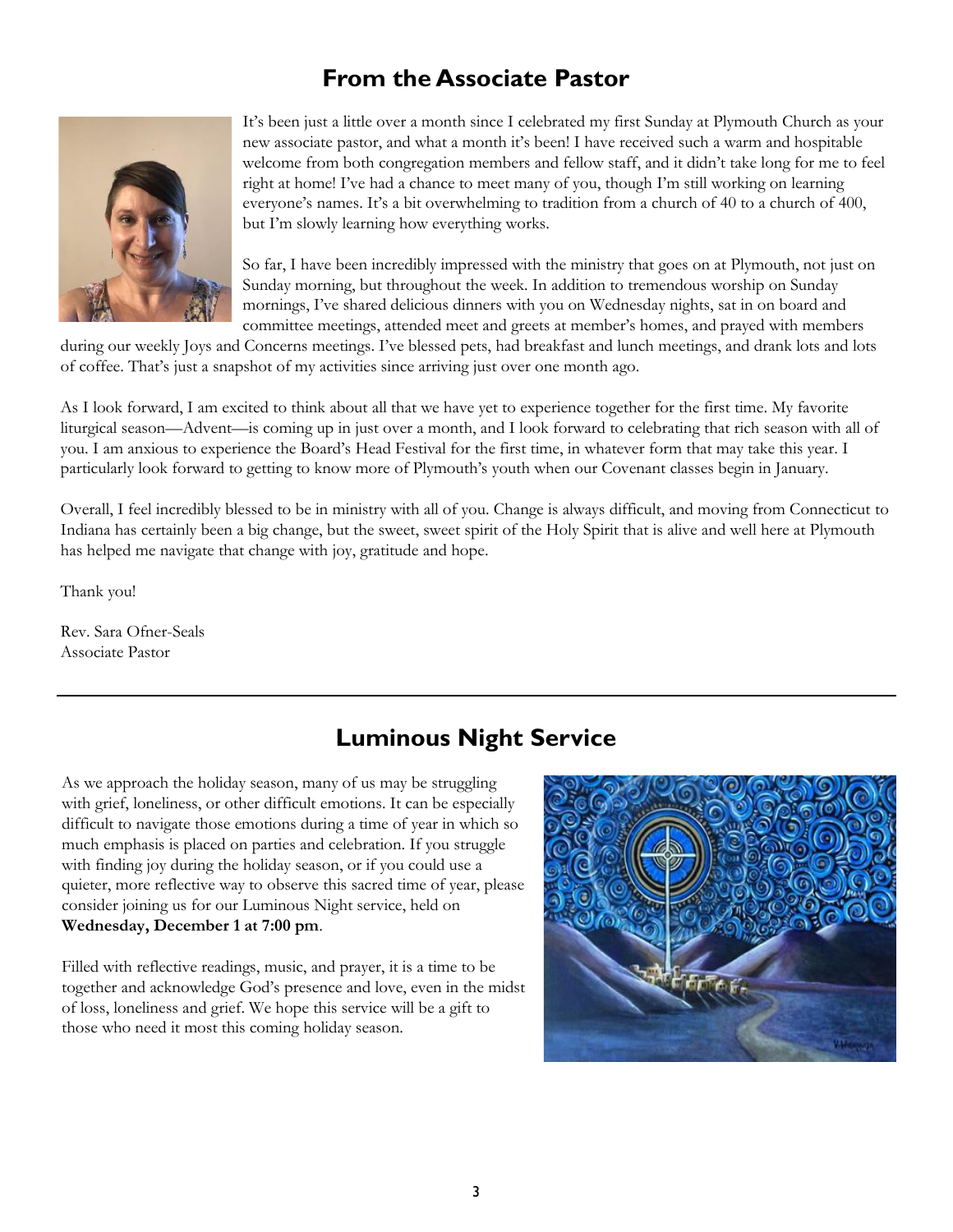## From the Associate Pastor

It's been just a little over a month since I celebrated my first Sunday at Plymouth Church as your new associate pastor, and what a month it's been! I have received such a warm and hospitable welcome from both congregation members and fellow staff, and it didn't take long for me to feel right at home! I've had a chance to meet many of you, though I'm still working on learning everyone's names. It's a bit overwhelming to tradition from a church of 40 to a church of 400, but I'm slowly learning how everything works.

So far, I have been incredibly impressed with the ministry that goes on at Plymouth, not just on Sunday morning, but throughout the week. In addition to tremendous worship on Sunday mornings, I've shared delicious dinners with you on Wednesday nights, sat in on board and committee meetings, attended meet and greets at member's homes, and prayed with members during our weekly Joys and Concerns meetings. I've blessed pets, had breakfast and lunch meetings, and drank lots and lots of coffee. That's just a snapshot of my activities since arriving just over one month ago.

As I look forward, I am excited to think about all that we have yet to experience together for the first time. My favorite liturgical season—Advent—is coming up in just over a month, and I look forward to celebrating that rich season with all of you. I am anxious to experience the Board's Head Festival for the first time, in whatever form that may take this year. I particularly look forward to getting to know more of Plymouth's youth when our Covenant classes begin in January.

Overall, I feel incredibly blessed to be in ministry with all of you. Change is always difficult, and moving from Connecticut to Indiana has certainly been a big change, but the sweet, sweet spirit of the Holy Spirit that is alive and well here at Plymouth has helped me navigate that change with joy, gratitude and hope.

Thank you!

Rev. Sara Ofner-Seals
Associate Pastor

---

## Luminous Night Service

As we approach the holiday season, many of us may be struggling with grief, loneliness, or other difficult emotions. It can be especially difficult to navigate those emotions during a time of year in which so much emphasis is placed on parties and celebration. If you struggle with finding joy during the holiday season, or if you could use a quieter, more reflective way to observe this sacred time of year, please consider joining us for our Luminous Night service, held on **Wednesday, December 1 at 7:00 pm**.

Filled with reflective readings, music, and prayer, it is a time to be together and acknowledge God's presence and love, even in the midst of loss, loneliness and grief. We hope this service will be a gift to those who need it most this coming holiday season.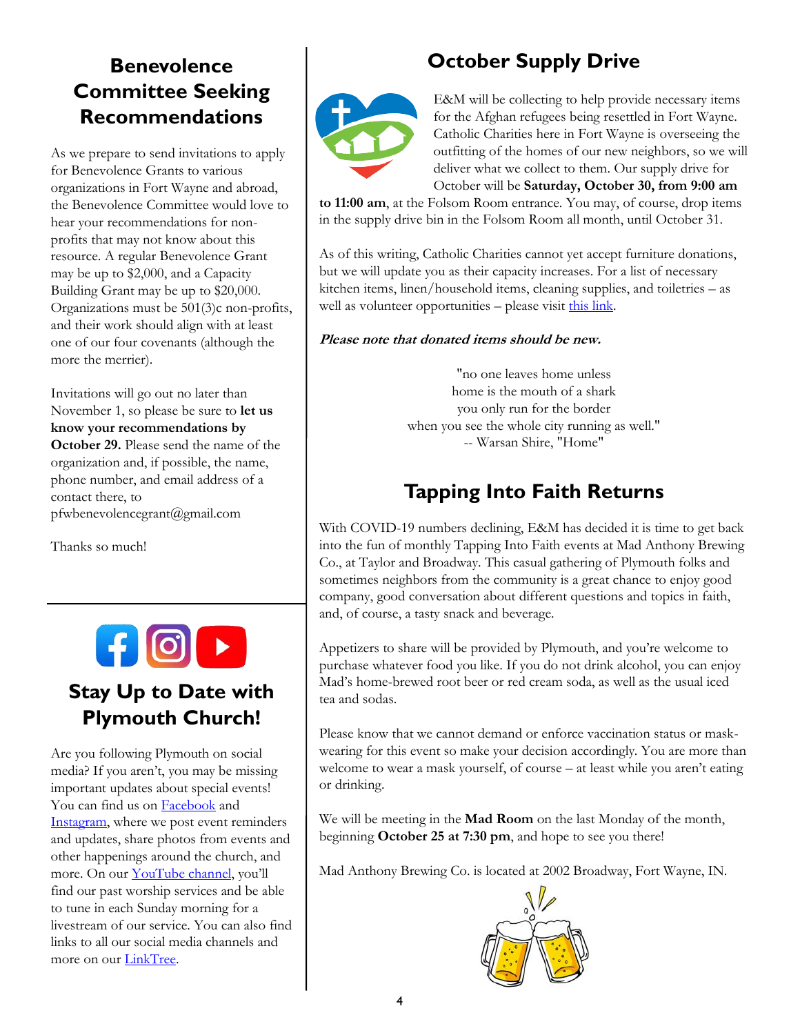## Benevolence Committee Seeking Recommendations

As we prepare to send invitations to apply for Benevolence Grants to various organizations in Fort Wayne and abroad, the Benevolence Committee would love to hear your recommendations for non-profits that may not know about this resource. A regular Benevolence Grant may be up to $2,000, and a Capacity Building Grant may be up to $20,000. Organizations must be 501(3)c non-profits, and their work should align with at least one of our four covenants (although the more the merrier).

Invitations will go out no later than November 1, so please be sure to **let us know your recommendations by October 29.** Please send the name of the organization and, if possible, the name, phone number, and email address of a contact there, to pfwbenevolencegrant@gmail.com

Thanks so much!

## Stay Up to Date with Plymouth Church!

Are you following Plymouth on social media? If you aren't, you may be missing important updates about special events! You can find us on Facebook and Instagram, where we post event reminders and updates, share photos from events and other happenings around the church, and more. On our YouTube channel, you'll find our past worship services and be able to tune in each Sunday morning for a livestream of our service. You can also find links to all our social media channels and more on our LinkTree.

## October Supply Drive

E&M will be collecting to help provide necessary items for the Afghan refugees being resettled in Fort Wayne. Catholic Charities here in Fort Wayne is overseeing the outfitting of the homes of our new neighbors, so we will deliver what we collect to them. Our supply drive for October will be **Saturday, October 30, from 9:00 am to 11:00 am**, at the Folsom Room entrance. You may, of course, drop items in the supply drive bin in the Folsom Room all month, until October 31.

As of this writing, Catholic Charities cannot yet accept furniture donations, but we will update you as their capacity increases. For a list of necessary kitchen items, linen/household items, cleaning supplies, and toiletries – as well as volunteer opportunities – please visit this link.

***Please note that donated items should be new.***

"no one leaves home unless
home is the mouth of a shark
you only run for the border
when you see the whole city running as well."
-- Warsan Shire, "Home"

## Tapping Into Faith Returns

With COVID-19 numbers declining, E&M has decided it is time to get back into the fun of monthly Tapping Into Faith events at Mad Anthony Brewing Co., at Taylor and Broadway. This casual gathering of Plymouth folks and sometimes neighbors from the community is a great chance to enjoy good company, good conversation about different questions and topics in faith, and, of course, a tasty snack and beverage.

Appetizers to share will be provided by Plymouth, and you're welcome to purchase whatever food you like. If you do not drink alcohol, you can enjoy Mad's home-brewed root beer or red cream soda, as well as the usual iced tea and sodas.

Please know that we cannot demand or enforce vaccination status or mask-wearing for this event so make your decision accordingly. You are more than welcome to wear a mask yourself, of course – at least while you aren't eating or drinking.

We will be meeting in the **Mad Room** on the last Monday of the month, beginning **October 25 at 7:30 pm**, and hope to see you there!

Mad Anthony Brewing Co. is located at 2002 Broadway, Fort Wayne, IN.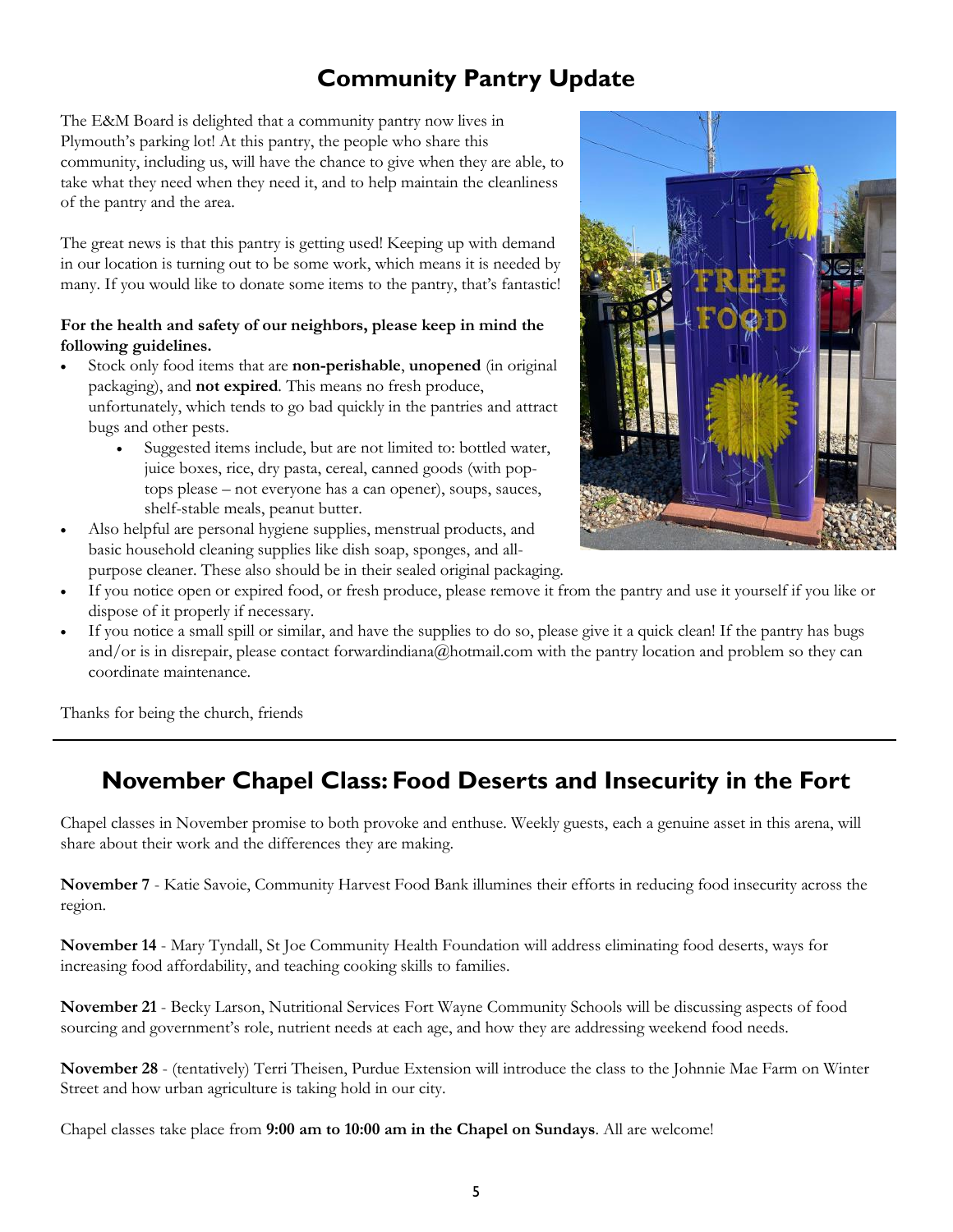## Community Pantry Update

The E&M Board is delighted that a community pantry now lives in Plymouth's parking lot! At this pantry, the people who share this community, including us, will have the chance to give when they are able, to take what they need when they need it, and to help maintain the cleanliness of the pantry and the area.

The great news is that this pantry is getting used! Keeping up with demand in our location is turning out to be some work, which means it is needed by many. If you would like to donate some items to the pantry, that's fantastic!

**For the health and safety of our neighbors, please keep in mind the following guidelines.**

- Stock only food items that are **non-perishable**, **unopened** (in original packaging), and **not expired**. This means no fresh produce, unfortunately, which tends to go bad quickly in the pantries and attract bugs and other pests.
  - Suggested items include, but are not limited to: bottled water, juice boxes, rice, dry pasta, cereal, canned goods (with pop-tops please – not everyone has a can opener), soups, sauces, shelf-stable meals, peanut butter.
- Also helpful are personal hygiene supplies, menstrual products, and basic household cleaning supplies like dish soap, sponges, and all-purpose cleaner. These also should be in their sealed original packaging.
- If you notice open or expired food, or fresh produce, please remove it from the pantry and use it yourself if you like or dispose of it properly if necessary.
- If you notice a small spill or similar, and have the supplies to do so, please give it a quick clean! If the pantry has bugs and/or is in disrepair, please contact forwardindiana@hotmail.com with the pantry location and problem so they can coordinate maintenance.

Thanks for being the church, friends

---

## November Chapel Class: Food Deserts and Insecurity in the Fort

Chapel classes in November promise to both provoke and enthuse. Weekly guests, each a genuine asset in this arena, will share about their work and the differences they are making.

**November 7** - Katie Savoie, Community Harvest Food Bank illumines their efforts in reducing food insecurity across the region.

**November 14** - Mary Tyndall, St Joe Community Health Foundation will address eliminating food deserts, ways for increasing food affordability, and teaching cooking skills to families.

**November 21** - Becky Larson, Nutritional Services Fort Wayne Community Schools will be discussing aspects of food sourcing and government's role, nutrient needs at each age, and how they are addressing weekend food needs.

**November 28** - (tentatively) Terri Theisen, Purdue Extension will introduce the class to the Johnnie Mae Farm on Winter Street and how urban agriculture is taking hold in our city.

Chapel classes take place from **9:00 am to 10:00 am in the Chapel on Sundays**. All are welcome!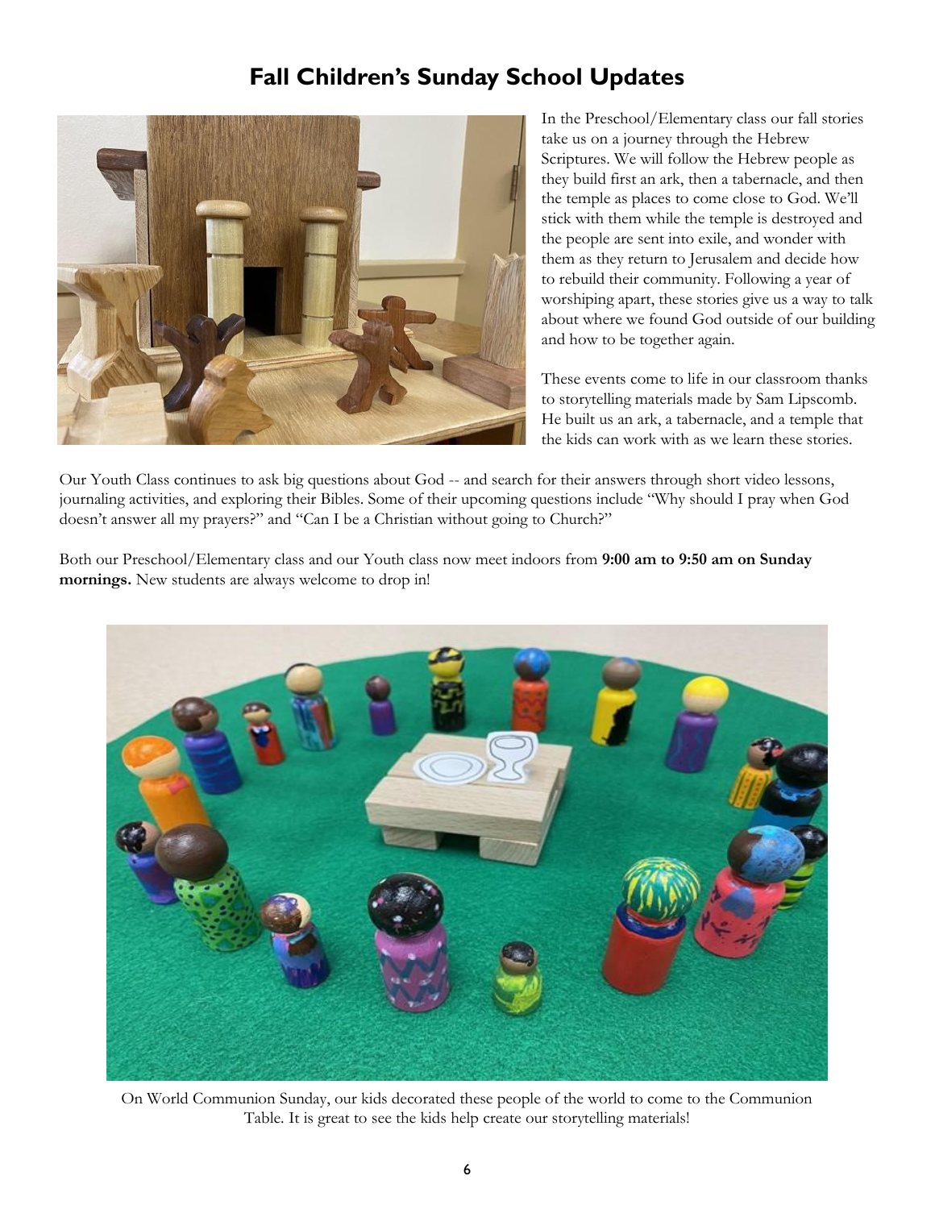# Fall Children's Sunday School Updates

In the Preschool/Elementary class our fall stories take us on a journey through the Hebrew Scriptures. We will follow the Hebrew people as they build first an ark, then a tabernacle, and then the temple as places to come close to God. We'll stick with them while the temple is destroyed and the people are sent into exile, and wonder with them as they return to Jerusalem and decide how to rebuild their community. Following a year of worshiping apart, these stories give us a way to talk about where we found God outside of our building and how to be together again.

These events come to life in our classroom thanks to storytelling materials made by Sam Lipscomb. He built us an ark, a tabernacle, and a temple that the kids can work with as we learn these stories.

Our Youth Class continues to ask big questions about God -- and search for their answers through short video lessons, journaling activities, and exploring their Bibles. Some of their upcoming questions include "Why should I pray when God doesn't answer all my prayers?" and "Can I be a Christian without going to Church?"

Both our Preschool/Elementary class and our Youth class now meet indoors from **9:00 am to 9:50 am on Sunday mornings.** New students are always welcome to drop in!

On World Communion Sunday, our kids decorated these people of the world to come to the Communion Table. It is great to see the kids help create our storytelling materials!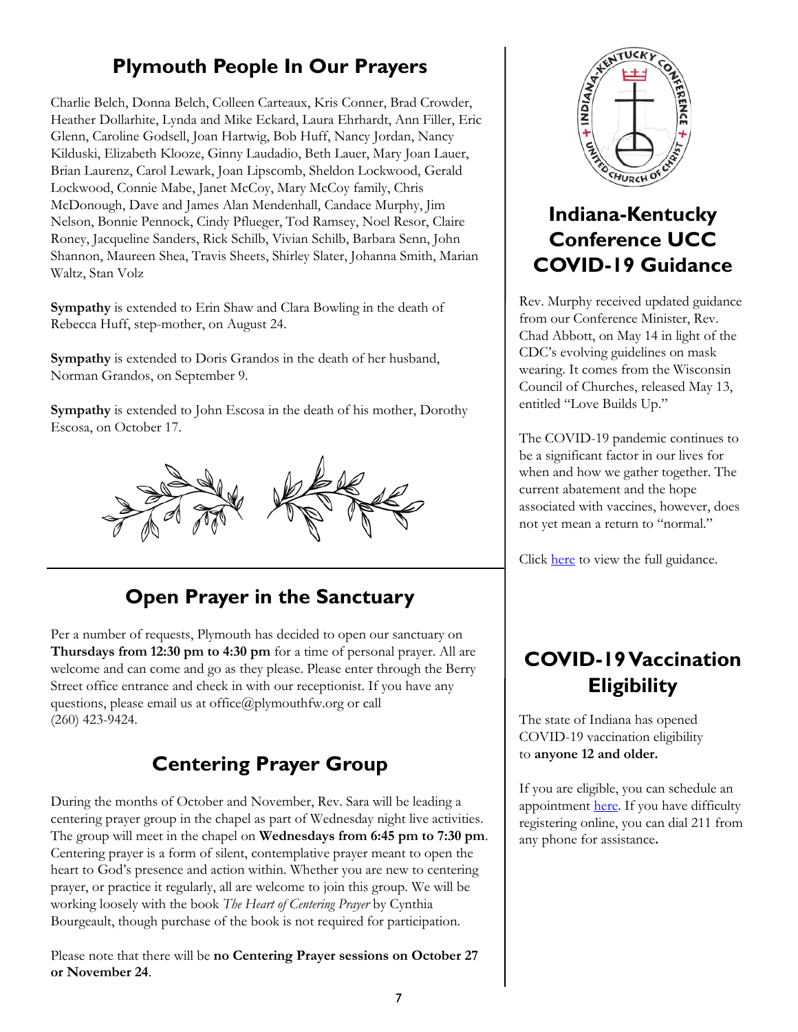## Plymouth People In Our Prayers

Charlie Belch, Donna Belch, Colleen Carteaux, Kris Conner, Brad Crowder, Heather Dollarhite, Lynda and Mike Eckard, Laura Ehrhardt, Ann Filler, Eric Glenn, Caroline Godsell, Joan Hartwig, Bob Huff, Nancy Jordan, Nancy Kilduski, Elizabeth Klooze, Ginny Laudadio, Beth Lauer, Mary Joan Lauer, Brian Laurenz, Carol Lewark, Joan Lipscomb, Sheldon Lockwood, Gerald Lockwood, Connie Mabe, Janet McCoy, Mary McCoy family, Chris McDonough, Dave and James Alan Mendenhall, Candace Murphy, Jim Nelson, Bonnie Pennock, Cindy Pflueger, Tod Ramsey, Noel Resor, Claire Roney, Jacqueline Sanders, Rick Schilb, Vivian Schilb, Barbara Senn, John Shannon, Maureen Shea, Travis Sheets, Shirley Slater, Johanna Smith, Marian Waltz, Stan Volz

**Sympathy** is extended to Erin Shaw and Clara Bowling in the death of Rebecca Huff, step-mother, on August 24.

**Sympathy** is extended to Doris Grandos in the death of her husband, Norman Grandos, on September 9.

**Sympathy** is extended to John Escosa in the death of his mother, Dorothy Escosa, on October 17.

## Open Prayer in the Sanctuary

Per a number of requests, Plymouth has decided to open our sanctuary on **Thursdays from 12:30 pm to 4:30 pm** for a time of personal prayer. All are welcome and can come and go as they please. Please enter through the Berry Street office entrance and check in with our receptionist. If you have any questions, please email us at office@plymouthfw.org or call (260) 423-9424.

## Centering Prayer Group

During the months of October and November, Rev. Sara will be leading a centering prayer group in the chapel as part of Wednesday night live activities. The group will meet in the chapel on **Wednesdays from 6:45 pm to 7:30 pm**. Centering prayer is a form of silent, contemplative prayer meant to open the heart to God's presence and action within. Whether you are new to centering prayer, or practice it regularly, all are welcome to join this group. We will be working loosely with the book *The Heart of Centering Prayer* by Cynthia Bourgeault, though purchase of the book is not required for participation.

Please note that there will be **no Centering Prayer sessions on October 27 or November 24**.

## Indiana-Kentucky Conference UCC COVID-19 Guidance

Rev. Murphy received updated guidance from our Conference Minister, Rev. Chad Abbott, on May 14 in light of the CDC's evolving guidelines on mask wearing. It comes from the Wisconsin Council of Churches, released May 13, entitled "Love Builds Up."

The COVID-19 pandemic continues to be a significant factor in our lives for when and how we gather together. The current abatement and the hope associated with vaccines, however, does not yet mean a return to "normal."

Click here to view the full guidance.

## COVID-19 Vaccination Eligibility

The state of Indiana has opened COVID-19 vaccination eligibility to **anyone 12 and older.**

If you are eligible, you can schedule an appointment here. If you have difficulty registering online, you can dial 211 from any phone for assistance.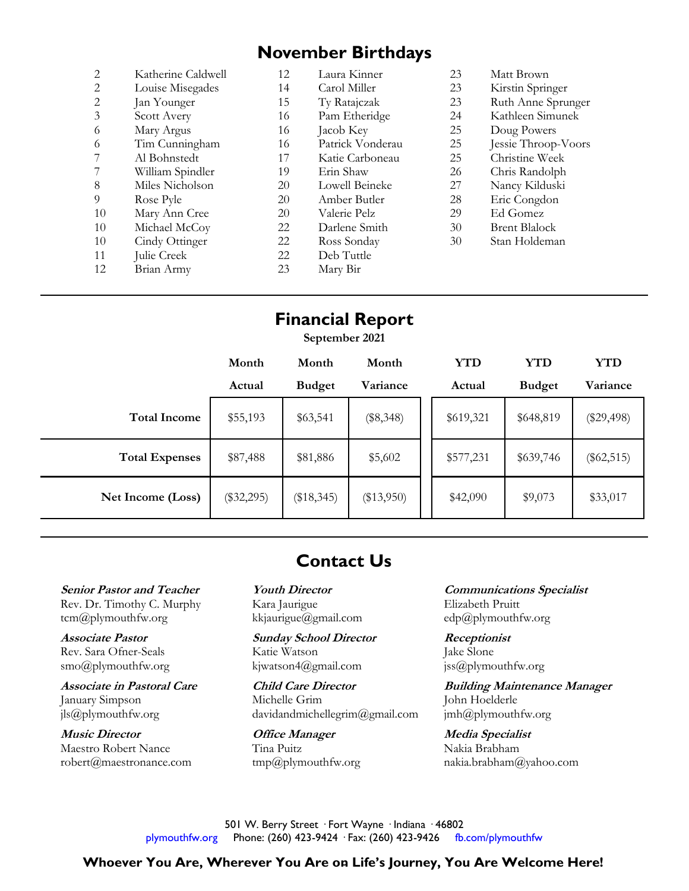## November Birthdays

| | |
|---|---|
| 2 | Katherine Caldwell |
| 2 | Louise Misegades |
| 2 | Jan Younger |
| 3 | Scott Avery |
| 6 | Mary Argus |
| 6 | Tim Cunningham |
| 7 | Al Bohnstedt |
| 7 | William Spindler |
| 8 | Miles Nicholson |
| 9 | Rose Pyle |
| 10 | Mary Ann Cree |
| 10 | Michael McCoy |
| 10 | Cindy Ottinger |
| 11 | Julie Creek |
| 12 | Brian Army |
| 12 | Laura Kinner |
| 14 | Carol Miller |
| 15 | Ty Ratajczak |
| 16 | Pam Etheridge |
| 16 | Jacob Key |
| 16 | Patrick Vonderau |
| 17 | Katie Carboneau |
| 19 | Erin Shaw |
| 20 | Lowell Beineke |
| 20 | Amber Butler |
| 20 | Valerie Pelz |
| 22 | Darlene Smith |
| 22 | Ross Sonday |
| 22 | Deb Tuttle |
| 23 | Mary Bir |
| 23 | Matt Brown |
| 23 | Kirstin Springer |
| 23 | Ruth Anne Sprunger |
| 24 | Kathleen Simunek |
| 25 | Doug Powers |
| 25 | Jessie Throop-Voors |
| 25 | Christine Week |
| 26 | Chris Randolph |
| 27 | Nancy Kilduski |
| 28 | Eric Congdon |
| 29 | Ed Gomez |
| 30 | Brent Blalock |
| 30 | Stan Holdeman |

## Financial Report

**September 2021**

| | Month Actual | Month Budget | Month Variance | YTD Actual | YTD Budget | YTD Variance |
|---|---|---|---|---|---|---|
| **Total Income** | $55,193 | $63,541 | ($8,348) | $619,321 | $648,819 | ($29,498) |
| **Total Expenses** | $87,488 | $81,886 | $5,602 | $577,231 | $639,746 | ($62,515) |
| **Net Income (Loss)** | ($32,295) | ($18,345) | ($13,950) | $42,090 | $9,073 | $33,017 |

## Contact Us

***Senior Pastor and Teacher***
Rev. Dr. Timothy C. Murphy
tcm@plymouthfw.org

***Associate Pastor***
Rev. Sara Ofner-Seals
smo@plymouthfw.org

***Associate in Pastoral Care***
January Simpson
jls@plymouthfw.org

***Music Director***
Maestro Robert Nance
robert@maestronance.com

***Youth Director***
Kara Jaurigue
kkjaurigue@gmail.com

***Sunday School Director***
Katie Watson
kjwatson4@gmail.com

***Child Care Director***
Michelle Grim
davidandmichellegrim@gmail.com

***Office Manager***
Tina Puitz
tmp@plymouthfw.org

***Communications Specialist***
Elizabeth Pruitt
edp@plymouthfw.org

***Receptionist***
Jake Slone
jss@plymouthfw.org

***Building Maintenance Manager***
John Hoelderle
jmh@plymouthfw.org

***Media Specialist***
Nakia Brabham
nakia.brabham@yahoo.com

501 W. Berry Street · Fort Wayne · Indiana · 46802
plymouthfw.org Phone: (260) 423-9424 · Fax: (260) 423-9426 fb.com/plymouthfw

**Whoever You Are, Wherever You Are on Life's Journey, You Are Welcome Here!**